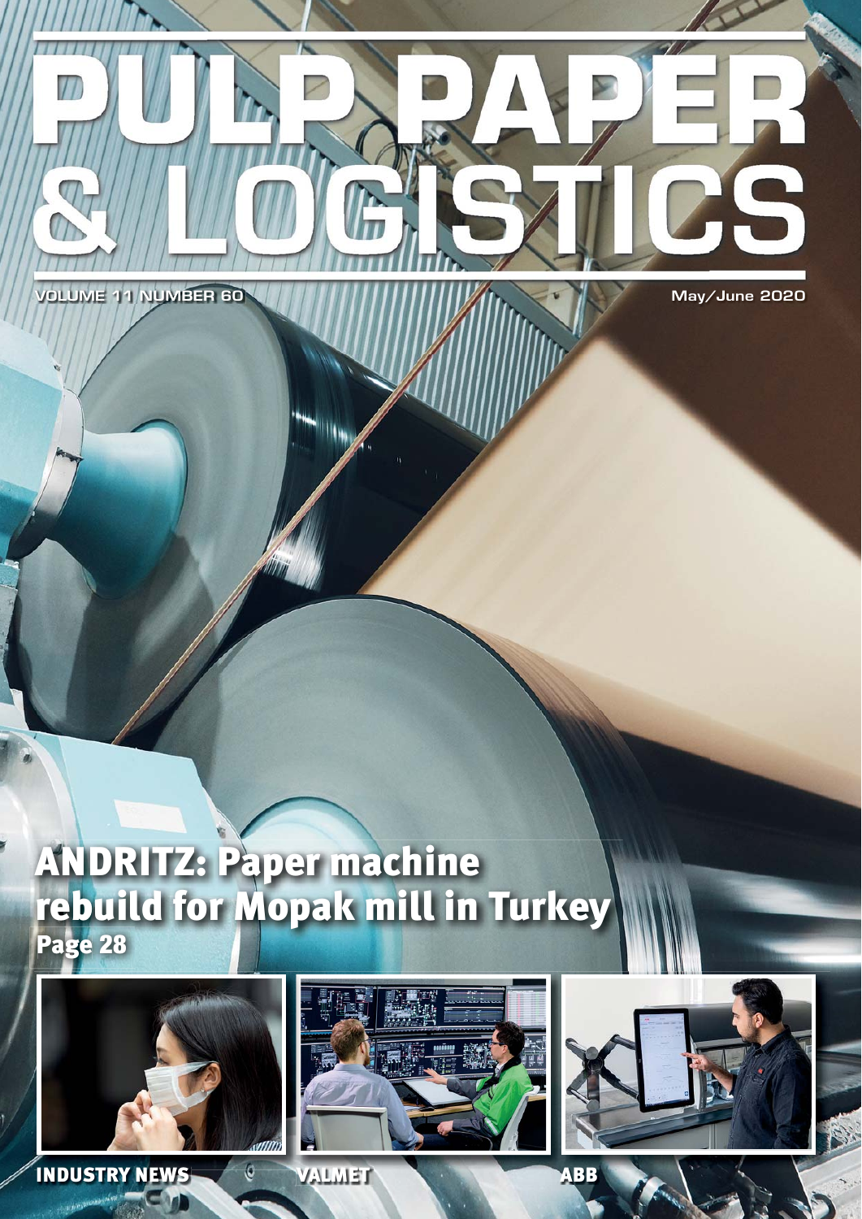# PULP PAPER & LOGISTICS

VOLUME 11 NUMBER 60

May/June 2020

## ANDRITZ: Paper machine rebuild for Mopak mill in Turkey

Page 28

INDUSTRY NEWS

VALMET

ABB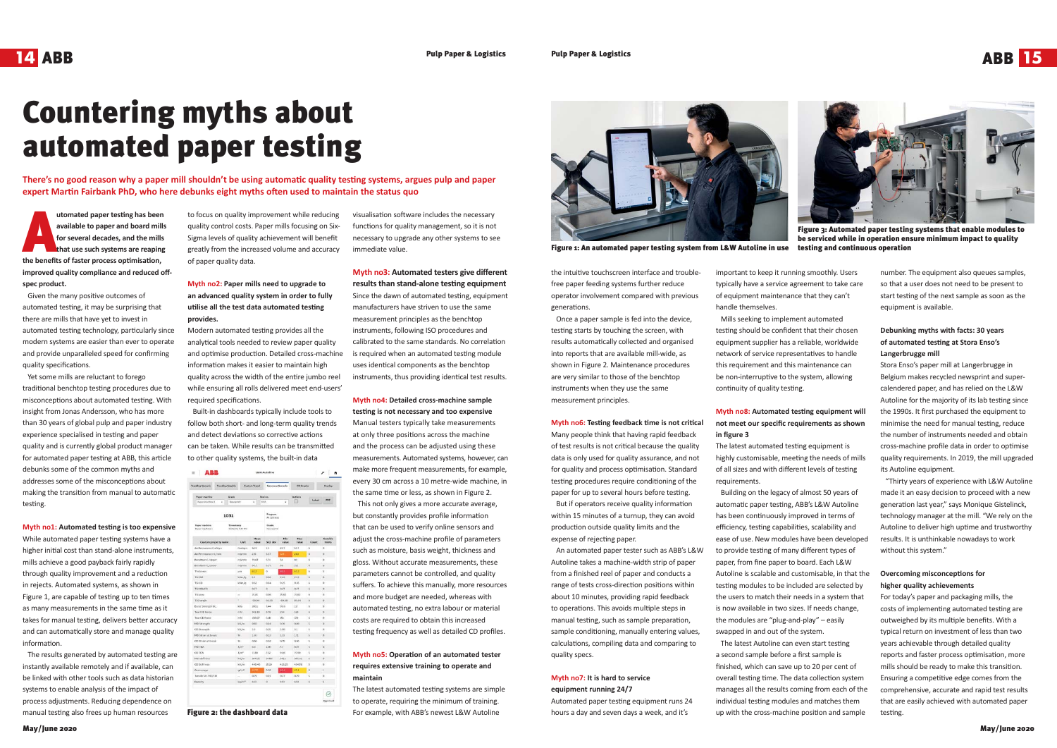# Countering myths about automated paper testing

**There's no good reason why a paper mill shouldn't be using automatic quality testing systems, argues pulp and paper expert Martin Fairbank PhD, who here debunks eight myths often used to maintain the status quo**

**Automated paper testing has been available to paper and board mills for several decades, and the mills that use such systems are reaping the benefits of faster process optimisation, improved quality compliance and reduced off-spec product.**

Given the many positive outcomes of automated testing, it may be surprising that there are mills that have yet to invest in automated testing technology, particularly since modern systems are easier than ever to operate and provide unparalleled speed for confirming quality specifications.

Yet some mills are reluctant to forego traditional benchtop testing procedures due to misconceptions about automated testing. With insight from Jonas Andersson, who has more than 30 years of global pulp and paper industry experience specialised in testing and paper quality and is currently global product manager for automated paper testing at ABB, this article debunks some of the common myths and addresses some of the misconceptions about making the transition from manual to automatic testing.

**Myth no1: Automated testing is too expensive**

While automated paper testing systems have a higher initial cost than stand-alone instruments, mills achieve a good payback fairly rapidly through quality improvement and a reduction in rejects. Automated systems, as shown in Figure 1, are capable of testing up to ten times as many measurements in the same time as it takes for manual testing, delivers better accuracy and can automatically store and manage quality information.

The results generated by automated testing are instantly available remotely and if available, can be linked with other tools such as data historian systems to enable analysis of the impact of process adjustments. Reducing dependence on manual testing also frees up human resources to focus on quality improvement while reducing quality control costs. Paper mills focusing on Six-Sigma levels of quality achievement will benefit greatly from the increased volume and accuracy of paper quality data.

**Myth no2: Paper mills need to upgrade to an advanced quality system in order to fully utilise all the test data automated testing provides.**

Modern automated testing provides all the analytical tools needed to review paper quality and optimise production. Detailed cross-machine information makes it easier to maintain high quality across the width of the entire jumbo reel while ensuring all rolls delivered meet end-users' required specifications.

Built-in dashboards typically include tools to follow both short- and long-term quality trends and detect deviations so corrective actions can be taken. While results can be transmitted to other quality systems, the built-in data visualisation software includes the necessary functions for quality management, so it is not necessary to upgrade any other systems to see immediate value.

Figure 2: the dashboard data

**Myth no3: Automated testers give different results than stand-alone testing equipment**

Since the dawn of automated testing, equipment manufacturers have striven to use the same measurement principles as the benchtop instruments, following ISO procedures and calibrated to the same standards. No correlation is required when an automated testing module uses identical components as the benchtop instruments, thus providing identical test results.

**Myth no4: Detailed cross-machine sample testing is not necessary and too expensive**

Manual testers typically take measurements at only three positions across the machine and the process can be adjusted using these measurements. Automated systems, however, can make more frequent measurements, for example, every 30 cm across a 10 metre-wide machine, in the same time or less, as shown in Figure 2.

This not only gives a more accurate average, but constantly provides profile information that can be used to verify online sensors and adjust the cross-machine profile of parameters such as moisture, basis weight, thickness and gloss. Without accurate measurements, these parameters cannot be controlled, and quality suffers. To achieve this manually, more resources and more budget are needed, whereas with automated testing, no extra labour or material costs are required to obtain this increased testing frequency as well as detailed CD profiles.

**Myth no5: Operation of an automated tester requires extensive training to operate and maintain**

The latest automated testing systems are simple to operate, requiring the minimum of training. For example, with ABB's newest L&W Autoline the intuitive touchscreen interface and trouble-free paper feeding systems further reduce operator involvement compared with previous generations.

Once a paper sample is fed into the device, testing starts by touching the screen, with results automatically collected and organised into reports that are available mill-wide, as shown in Figure 2. Maintenance procedures are very similar to those of the benchtop instruments when they use the same measurement principles.

Figure 1: An automated paper testing system from L&W Autoline in use

**Myth no6: Testing feedback time is not critical**

Many people think that having rapid feedback of test results is not critical because the quality data is only used for quality assurance, and not for quality and process optimisation. Standard testing procedures require conditioning of the paper for up to several hours before testing.

But if operators receive quality information within 15 minutes of a turnup, they can avoid production outside quality limits and the expense of rejecting paper.

An automated paper tester such as ABB's L&W Autoline takes a machine-width strip of paper from a finished reel of paper and conducts a range of tests cross-direction positions within about 10 minutes, providing rapid feedback to operations. This avoids multiple steps in manual testing, such as sample preparation, sample conditioning, manually entering values, calculations, compiling data and comparing to quality specs.

**Myth no7: It is hard to service equipment running 24/7**

Automated paper testing equipment runs 24 hours a day and seven days a week, and it's important to keep it running smoothly. Users typically have a service agreement to take care of equipment maintenance that they can't handle themselves.

Mills seeking to implement automated testing should be confident that their chosen equipment supplier has a reliable, worldwide network of service representatives to handle this requirement and this maintenance can be non-interruptive to the system, allowing continuity of quality testing.

**Myth no8: Automated testing equipment will not meet our specific requirements as shown in figure 3**

The latest automated testing equipment is highly customisable, meeting the needs of mills of all sizes and with different levels of testing requirements.

Building on the legacy of almost 50 years of automatic paper testing, ABB's L&W Autoline has been continuously improved in terms of efficiency, testing capabilities, scalability and ease of use. New modules have been developed to provide testing of many different types of paper, from fine paper to board. Each L&W Autoline is scalable and customisable, in that the testing modules to be included are selected by the users to match their needs in a system that is now available in two sizes. If needs change, the modules are "plug-and-play" – easily swapped in and out of the system.

The latest Autoline can even start testing a second sample before a first sample is finished, which can save up to 20 per cent of overall testing time. The data collection system manages all the results coming from each of the individual testing modules and matches them up with the cross-machine position and sample number. The equipment also queues samples, so that a user does not need to be present to start testing of the next sample as soon as the equipment is available.

Figure 3: Automated paper testing systems that enable modules to be serviced while in operation ensure minimum impact to quality testing and continuous operation

**Debunking myths with facts: 30 years of automated testing at Stora Enso's Langerbrugge mill**

Stora Enso's paper mill at Langerbrugge in Belgium makes recycled newsprint and super-calendered paper, and has relied on the L&W Autoline for the majority of its lab testing since the 1990s. It first purchased the equipment to minimise the need for manual testing, reduce the number of instruments needed and obtain cross-machine profile data in order to optimise quality requirements. In 2019, the mill upgraded its Autoline equipment.

"Thirty years of experience with L&W Autoline made it an easy decision to proceed with a new generation last year," says Monique Gistelinck, technology manager at the mill. "We rely on the Autoline to deliver high uptime and trustworthy results. It is unthinkable nowadays to work without this system."

**Overcoming misconceptions for higher quality achievements**

For today's paper and packaging mills, the costs of implementing automated testing are outweighed by its multiple benefits. With a typical return on investment of less than two years achievable through detailed quality reports and faster process optimisation, more mills should be ready to make this transition. Ensuring a competitive edge comes from the comprehensive, accurate and rapid test results that are easily achieved with automated paper testing.